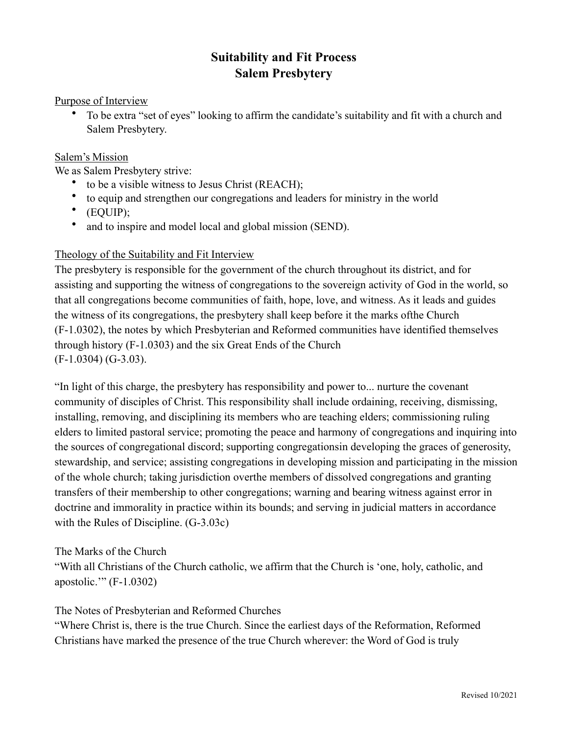# Suitability and Fit Process
# Salem Presbytery

<u>Purpose of Interview</u>

- To be extra "set of eyes" looking to affirm the candidate's suitability and fit with a church and Salem Presbytery.

<u>Salem's Mission</u>

We as Salem Presbytery strive:

- to be a visible witness to Jesus Christ (REACH);
- to equip and strengthen our congregations and leaders for ministry in the world
- (EQUIP);
- and to inspire and model local and global mission (SEND).

<u>Theology of the Suitability and Fit Interview</u>

The presbytery is responsible for the government of the church throughout its district, and for assisting and supporting the witness of congregations to the sovereign activity of God in the world, so that all congregations become communities of faith, hope, love, and witness. As it leads and guides the witness of its congregations, the presbytery shall keep before it the marks ofthe Church (F-1.0302), the notes by which Presbyterian and Reformed communities have identified themselves through history (F-1.0303) and the six Great Ends of the Church (F-1.0304) (G-3.03).

"In light of this charge, the presbytery has responsibility and power to... nurture the covenant community of disciples of Christ. This responsibility shall include ordaining, receiving, dismissing, installing, removing, and disciplining its members who are teaching elders; commissioning ruling elders to limited pastoral service; promoting the peace and harmony of congregations and inquiring into the sources of congregational discord; supporting congregationsin developing the graces of generosity, stewardship, and service; assisting congregations in developing mission and participating in the mission of the whole church; taking jurisdiction overthe members of dissolved congregations and granting transfers of their membership to other congregations; warning and bearing witness against error in doctrine and immorality in practice within its bounds; and serving in judicial matters in accordance with the Rules of Discipline. (G-3.03c)

The Marks of the Church

"With all Christians of the Church catholic, we affirm that the Church is 'one, holy, catholic, and apostolic.'" (F-1.0302)

The Notes of Presbyterian and Reformed Churches

"Where Christ is, there is the true Church. Since the earliest days of the Reformation, Reformed Christians have marked the presence of the true Church wherever: the Word of God is truly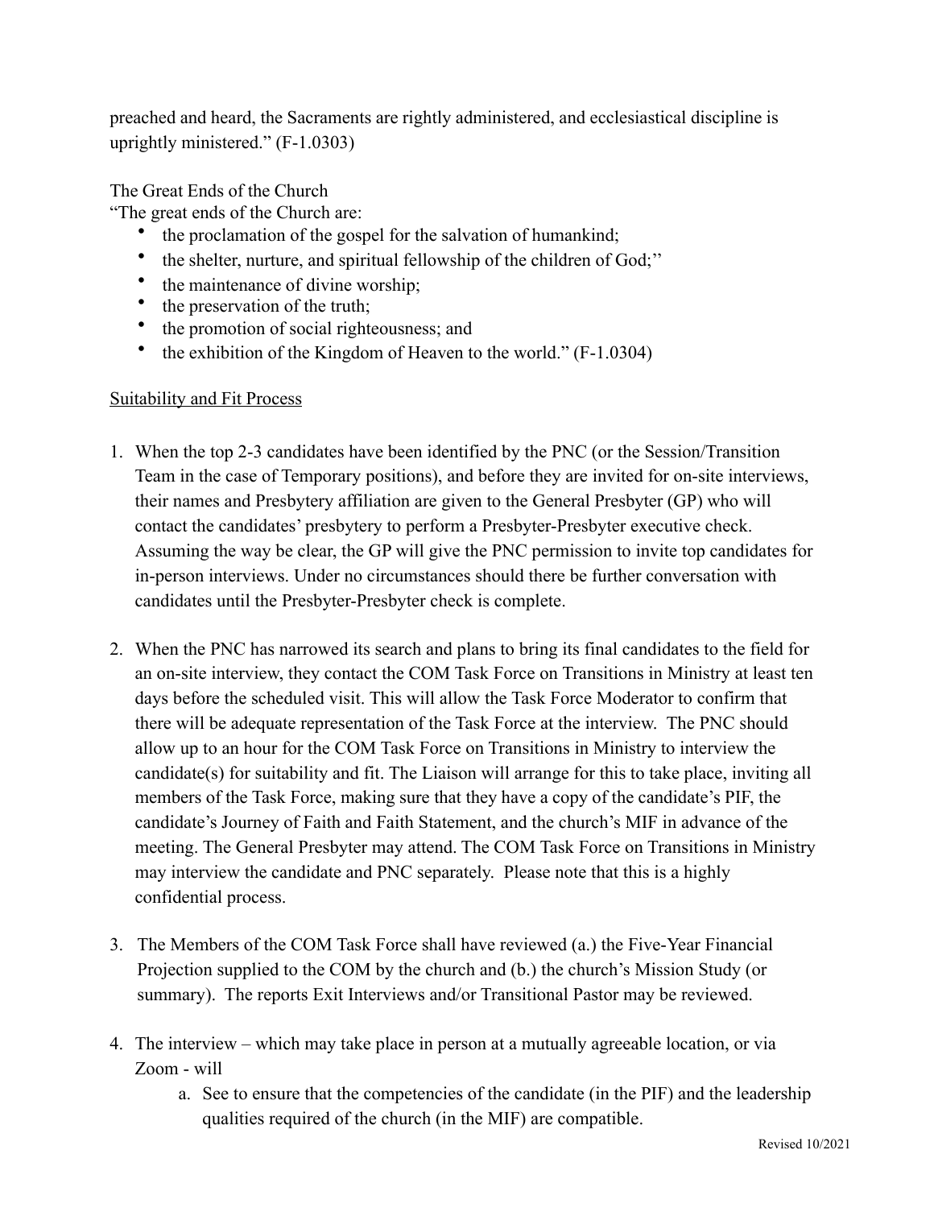preached and heard, the Sacraments are rightly administered, and ecclesiastical discipline is uprightly ministered." (F-1.0303)

The Great Ends of the Church
"The great ends of the Church are:

- the proclamation of the gospel for the salvation of humankind;
- the shelter, nurture, and spiritual fellowship of the children of God;''
- the maintenance of divine worship;
- the preservation of the truth;
- the promotion of social righteousness; and
- the exhibition of the Kingdom of Heaven to the world." (F-1.0304)

<u>Suitability and Fit Process</u>

1. When the top 2-3 candidates have been identified by the PNC (or the Session/Transition Team in the case of Temporary positions), and before they are invited for on-site interviews, their names and Presbytery affiliation are given to the General Presbyter (GP) who will contact the candidates' presbytery to perform a Presbyter-Presbyter executive check. Assuming the way be clear, the GP will give the PNC permission to invite top candidates for in-person interviews. Under no circumstances should there be further conversation with candidates until the Presbyter-Presbyter check is complete.

2. When the PNC has narrowed its search and plans to bring its final candidates to the field for an on-site interview, they contact the COM Task Force on Transitions in Ministry at least ten days before the scheduled visit. This will allow the Task Force Moderator to confirm that there will be adequate representation of the Task Force at the interview. The PNC should allow up to an hour for the COM Task Force on Transitions in Ministry to interview the candidate(s) for suitability and fit. The Liaison will arrange for this to take place, inviting all members of the Task Force, making sure that they have a copy of the candidate's PIF, the candidate's Journey of Faith and Faith Statement, and the church's MIF in advance of the meeting. The General Presbyter may attend. The COM Task Force on Transitions in Ministry may interview the candidate and PNC separately. Please note that this is a highly confidential process.

3. The Members of the COM Task Force shall have reviewed (a.) the Five-Year Financial Projection supplied to the COM by the church and (b.) the church's Mission Study (or summary). The reports Exit Interviews and/or Transitional Pastor may be reviewed.

4. The interview – which may take place in person at a mutually agreeable location, or via Zoom - will
   a. See to ensure that the competencies of the candidate (in the PIF) and the leadership qualities required of the church (in the MIF) are compatible.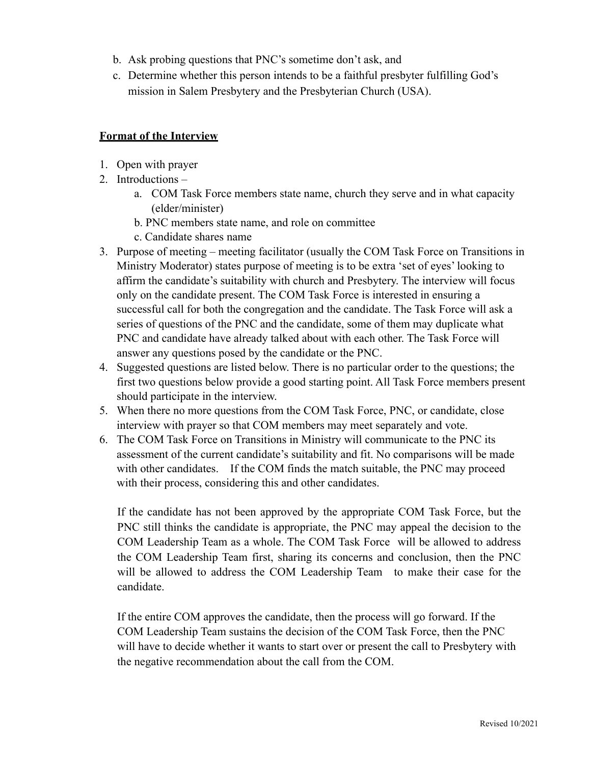b. Ask probing questions that PNC's sometime don't ask, and
c. Determine whether this person intends to be a faithful presbyter fulfilling God's mission in Salem Presbytery and the Presbyterian Church (USA).

**Format of the Interview**

1. Open with prayer
2. Introductions –
   a. COM Task Force members state name, church they serve and in what capacity (elder/minister)
   b. PNC members state name, and role on committee
   c. Candidate shares name
3. Purpose of meeting – meeting facilitator (usually the COM Task Force on Transitions in Ministry Moderator) states purpose of meeting is to be extra 'set of eyes' looking to affirm the candidate's suitability with church and Presbytery. The interview will focus only on the candidate present. The COM Task Force is interested in ensuring a successful call for both the congregation and the candidate. The Task Force will ask a series of questions of the PNC and the candidate, some of them may duplicate what PNC and candidate have already talked about with each other. The Task Force will answer any questions posed by the candidate or the PNC.
4. Suggested questions are listed below. There is no particular order to the questions; the first two questions below provide a good starting point. All Task Force members present should participate in the interview.
5. When there no more questions from the COM Task Force, PNC, or candidate, close interview with prayer so that COM members may meet separately and vote.
6. The COM Task Force on Transitions in Ministry will communicate to the PNC its assessment of the current candidate's suitability and fit. No comparisons will be made with other candidates. If the COM finds the match suitable, the PNC may proceed with their process, considering this and other candidates.

   If the candidate has not been approved by the appropriate COM Task Force, but the PNC still thinks the candidate is appropriate, the PNC may appeal the decision to the COM Leadership Team as a whole. The COM Task Force will be allowed to address the COM Leadership Team first, sharing its concerns and conclusion, then the PNC will be allowed to address the COM Leadership Team to make their case for the candidate.

   If the entire COM approves the candidate, then the process will go forward. If the COM Leadership Team sustains the decision of the COM Task Force, then the PNC will have to decide whether it wants to start over or present the call to Presbytery with the negative recommendation about the call from the COM.

Revised 10/2021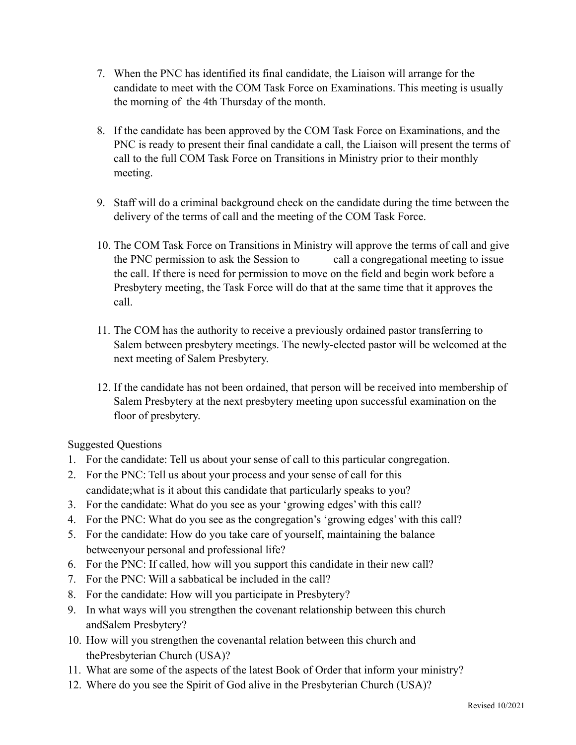7. When the PNC has identified its final candidate, the Liaison will arrange for the candidate to meet with the COM Task Force on Examinations. This meeting is usually the morning of the 4th Thursday of the month.

8. If the candidate has been approved by the COM Task Force on Examinations, and the PNC is ready to present their final candidate a call, the Liaison will present the terms of call to the full COM Task Force on Transitions in Ministry prior to their monthly meeting.

9. Staff will do a criminal background check on the candidate during the time between the delivery of the terms of call and the meeting of the COM Task Force.

10. The COM Task Force on Transitions in Ministry will approve the terms of call and give the PNC permission to ask the Session to call a congregational meeting to issue the call. If there is need for permission to move on the field and begin work before a Presbytery meeting, the Task Force will do that at the same time that it approves the call.

11. The COM has the authority to receive a previously ordained pastor transferring to Salem between presbytery meetings. The newly-elected pastor will be welcomed at the next meeting of Salem Presbytery.

12. If the candidate has not been ordained, that person will be received into membership of Salem Presbytery at the next presbytery meeting upon successful examination on the floor of presbytery.

Suggested Questions

1. For the candidate: Tell us about your sense of call to this particular congregation.
2. For the PNC: Tell us about your process and your sense of call for this candidate;what is it about this candidate that particularly speaks to you?
3. For the candidate: What do you see as your 'growing edges' with this call?
4. For the PNC: What do you see as the congregation's 'growing edges' with this call?
5. For the candidate: How do you take care of yourself, maintaining the balance betweenyour personal and professional life?
6. For the PNC: If called, how will you support this candidate in their new call?
7. For the PNC: Will a sabbatical be included in the call?
8. For the candidate: How will you participate in Presbytery?
9. In what ways will you strengthen the covenant relationship between this church andSalem Presbytery?
10. How will you strengthen the covenantal relation between this church and thePresbyterian Church (USA)?
11. What are some of the aspects of the latest Book of Order that inform your ministry?
12. Where do you see the Spirit of God alive in the Presbyterian Church (USA)?

Revised 10/2021